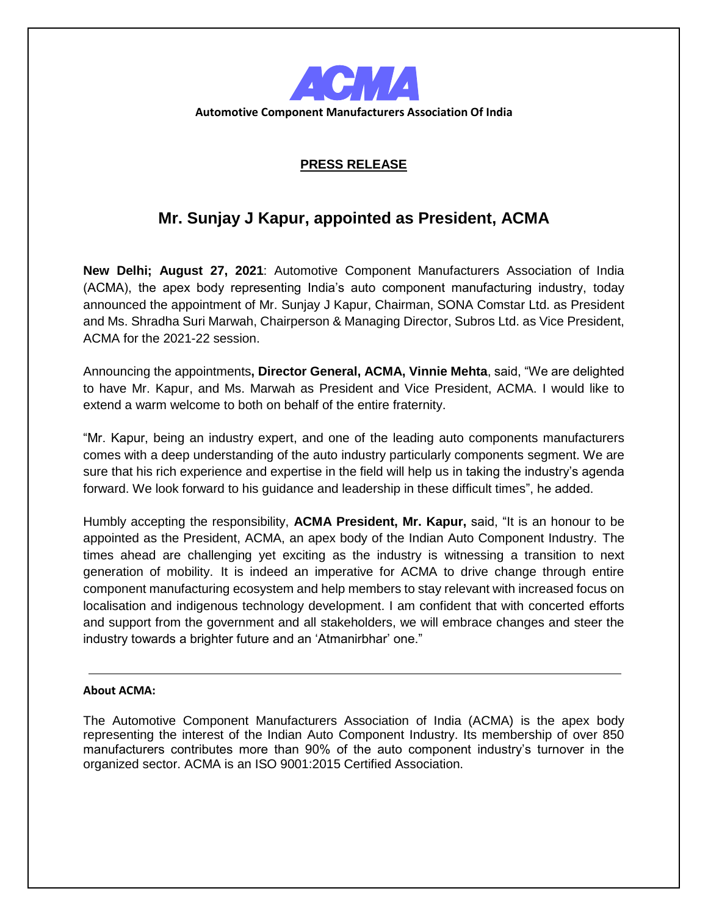# ACMA

**Automotive Component Manufacturers Association Of India**

## PRESS RELEASE

# Mr. Sunjay J Kapur, appointed as President, ACMA

**New Delhi; August 27, 2021**: Automotive Component Manufacturers Association of India (ACMA), the apex body representing India's auto component manufacturing industry, today announced the appointment of Mr. Sunjay J Kapur, Chairman, SONA Comstar Ltd. as President and Ms. Shradha Suri Marwah, Chairperson & Managing Director, Subros Ltd. as Vice President, ACMA for the 2021-22 session.

Announcing the appointments**, Director General, ACMA, Vinnie Mehta**, said, "We are delighted to have Mr. Kapur, and Ms. Marwah as President and Vice President, ACMA. I would like to extend a warm welcome to both on behalf of the entire fraternity.

"Mr. Kapur, being an industry expert, and one of the leading auto components manufacturers comes with a deep understanding of the auto industry particularly components segment. We are sure that his rich experience and expertise in the field will help us in taking the industry's agenda forward. We look forward to his guidance and leadership in these difficult times", he added.

Humbly accepting the responsibility, **ACMA President, Mr. Kapur,** said, "It is an honour to be appointed as the President, ACMA, an apex body of the Indian Auto Component Industry. The times ahead are challenging yet exciting as the industry is witnessing a transition to next generation of mobility. It is indeed an imperative for ACMA to drive change through entire component manufacturing ecosystem and help members to stay relevant with increased focus on localisation and indigenous technology development. I am confident that with concerted efforts and support from the government and all stakeholders, we will embrace changes and steer the industry towards a brighter future and an 'Atmanirbhar' one."

---

**About ACMA:**

The Automotive Component Manufacturers Association of India (ACMA) is the apex body representing the interest of the Indian Auto Component Industry. Its membership of over 850 manufacturers contributes more than 90% of the auto component industry's turnover in the organized sector. ACMA is an ISO 9001:2015 Certified Association.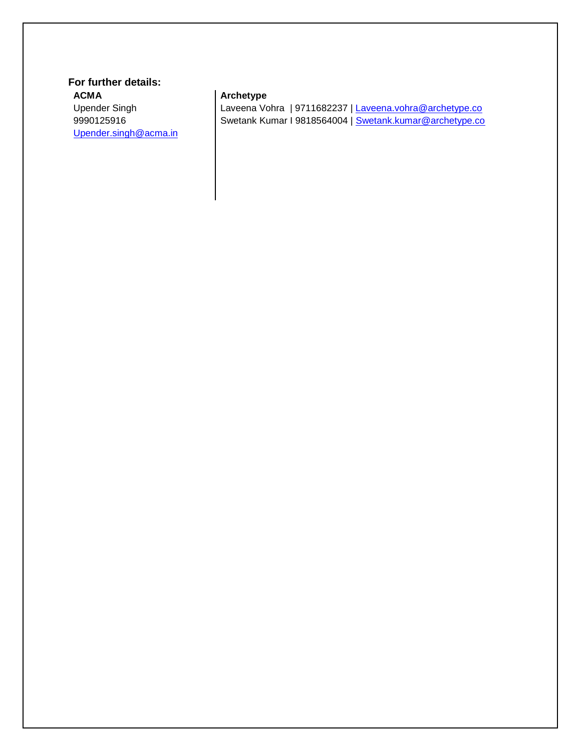**For further details:**

**ACMA**
Upender Singh
9990125916
Upender.singh@acma.in

**Archetype**
Laveena Vohra | 9711682237 | Laveena.vohra@archetype.co
Swetank Kumar I 9818564004 | Swetank.kumar@archetype.co